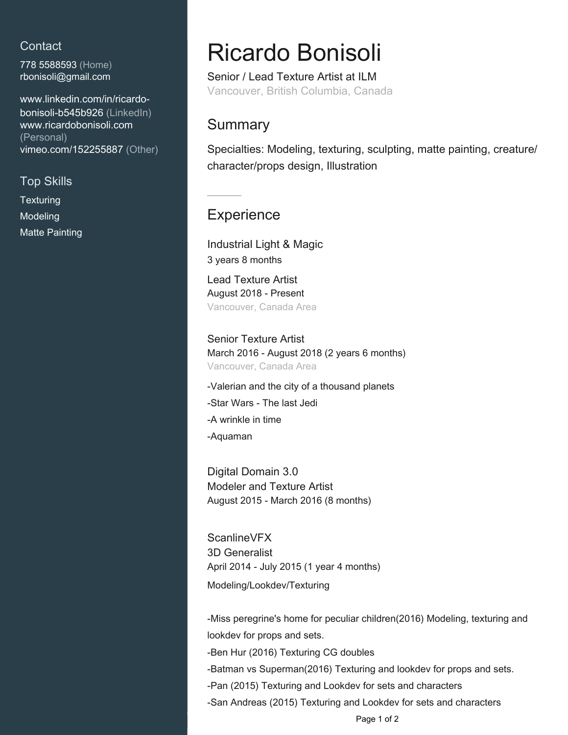## Contact

778 5588593 (Home)
rbonisoli@gmail.com

www.linkedin.com/in/ricardo-bonisoli-b545b926 (LinkedIn)
www.ricardobonisoli.com (Personal)
vimeo.com/152255887 (Other)

## Top Skills

Texturing
Modeling
Matte Painting

# Ricardo Bonisoli

Senior / Lead Texture Artist at ILM
Vancouver, British Columbia, Canada

## Summary

Specialties: Modeling, texturing, sculpting, matte painting, creature/character/props design, Illustration

## Experience

### Industrial Light & Magic
3 years 8 months

**Lead Texture Artist**
August 2018 - Present
Vancouver, Canada Area

**Senior Texture Artist**
March 2016 - August 2018 (2 years 6 months)
Vancouver, Canada Area

-Valerian and the city of a thousand planets

-Star Wars - The last Jedi

-A wrinkle in time

-Aquaman

### Digital Domain 3.0
**Modeler and Texture Artist**
August 2015 - March 2016 (8 months)

### ScanlineVFX
**3D Generalist**
April 2014 - July 2015 (1 year 4 months)

Modeling/Lookdev/Texturing

-Miss peregrine's home for peculiar children(2016) Modeling, texturing and lookdev for props and sets.
-Ben Hur (2016) Texturing CG doubles
-Batman vs Superman(2016) Texturing and lookdev for props and sets.
-Pan (2015) Texturing and Lookdev for sets and characters
-San Andreas (2015) Texturing and Lookdev for sets and characters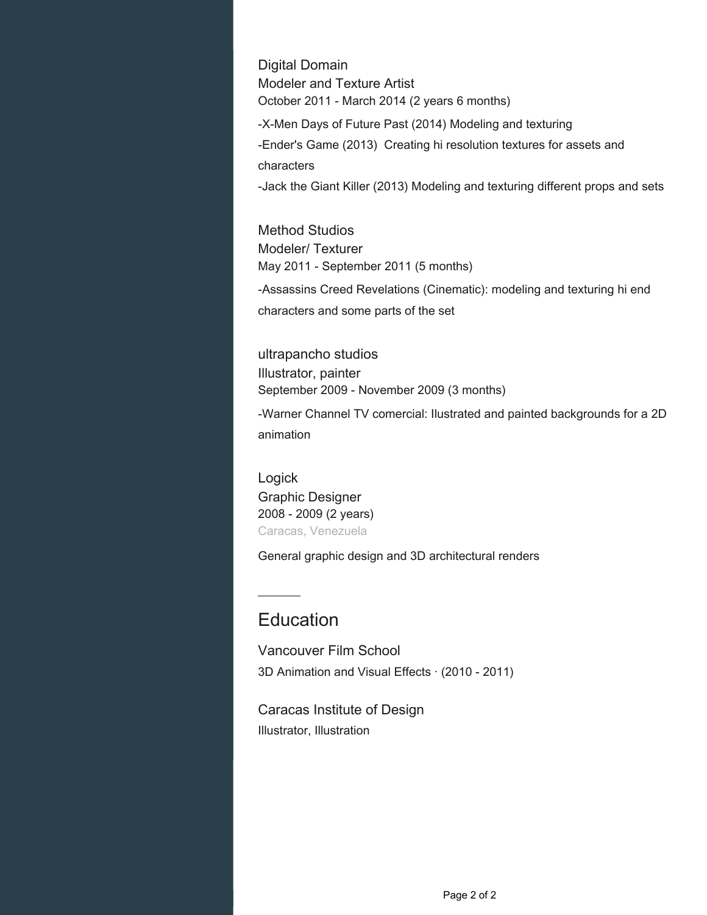Digital Domain
Modeler and Texture Artist
October 2011 - March 2014 (2 years 6 months)

-X-Men Days of Future Past (2014) Modeling and texturing
-Ender's Game (2013) Creating hi resolution textures for assets and characters
-Jack the Giant Killer (2013) Modeling and texturing different props and sets

Method Studios
Modeler/ Texturer
May 2011 - September 2011 (5 months)

-Assassins Creed Revelations (Cinematic): modeling and texturing hi end characters and some parts of the set

ultrapancho studios
Illustrator, painter
September 2009 - November 2009 (3 months)

-Warner Channel TV comercial: Ilustrated and painted backgrounds for a 2D animation

Logick
Graphic Designer
2008 - 2009 (2 years)
Caracas, Venezuela

General graphic design and 3D architectural renders

## Education

Vancouver Film School
3D Animation and Visual Effects · (2010 - 2011)

Caracas Institute of Design
Illustrator, Illustration